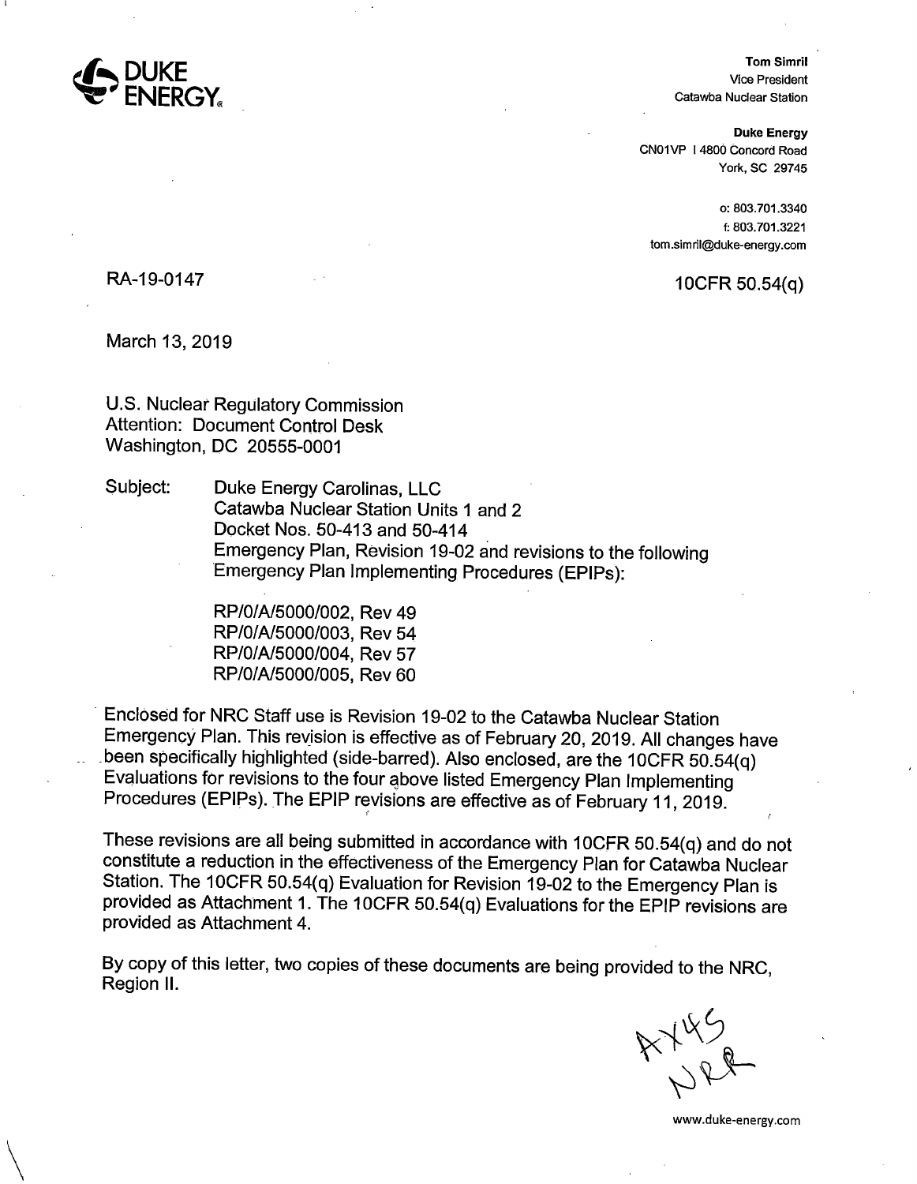DUKE ENERGY

**Tom Simril**
Vice President
Catawba Nuclear Station

**Duke Energy**
CN01VP | 4800 Concord Road
York, SC 29745

o: 803.701.3340
f: 803.701.3221
tom.simril@duke-energy.com

RA-19-0147

10CFR 50.54(q)

March 13, 2019

U.S. Nuclear Regulatory Commission
Attention: Document Control Desk
Washington, DC 20555-0001

Subject: Duke Energy Carolinas, LLC
Catawba Nuclear Station Units 1 and 2
Docket Nos. 50-413 and 50-414
Emergency Plan, Revision 19-02 and revisions to the following Emergency Plan Implementing Procedures (EPIPs):

RP/0/A/5000/002, Rev 49
RP/0/A/5000/003, Rev 54
RP/0/A/5000/004, Rev 57
RP/0/A/5000/005, Rev 60

Enclosed for NRC Staff use is Revision 19-02 to the Catawba Nuclear Station Emergency Plan. This revision is effective as of February 20, 2019. All changes have been specifically highlighted (side-barred). Also enclosed, are the 10CFR 50.54(q) Evaluations for revisions to the four above listed Emergency Plan Implementing Procedures (EPIPs). The EPIP revisions are effective as of February 11, 2019.

These revisions are all being submitted in accordance with 10CFR 50.54(q) and do not constitute a reduction in the effectiveness of the Emergency Plan for Catawba Nuclear Station. The 10CFR 50.54(q) Evaluation for Revision 19-02 to the Emergency Plan is provided as Attachment 1. The 10CFR 50.54(q) Evaluations for the EPIP revisions are provided as Attachment 4.

By copy of this letter, two copies of these documents are being provided to the NRC, Region II.

AX45
NRR

www.duke-energy.com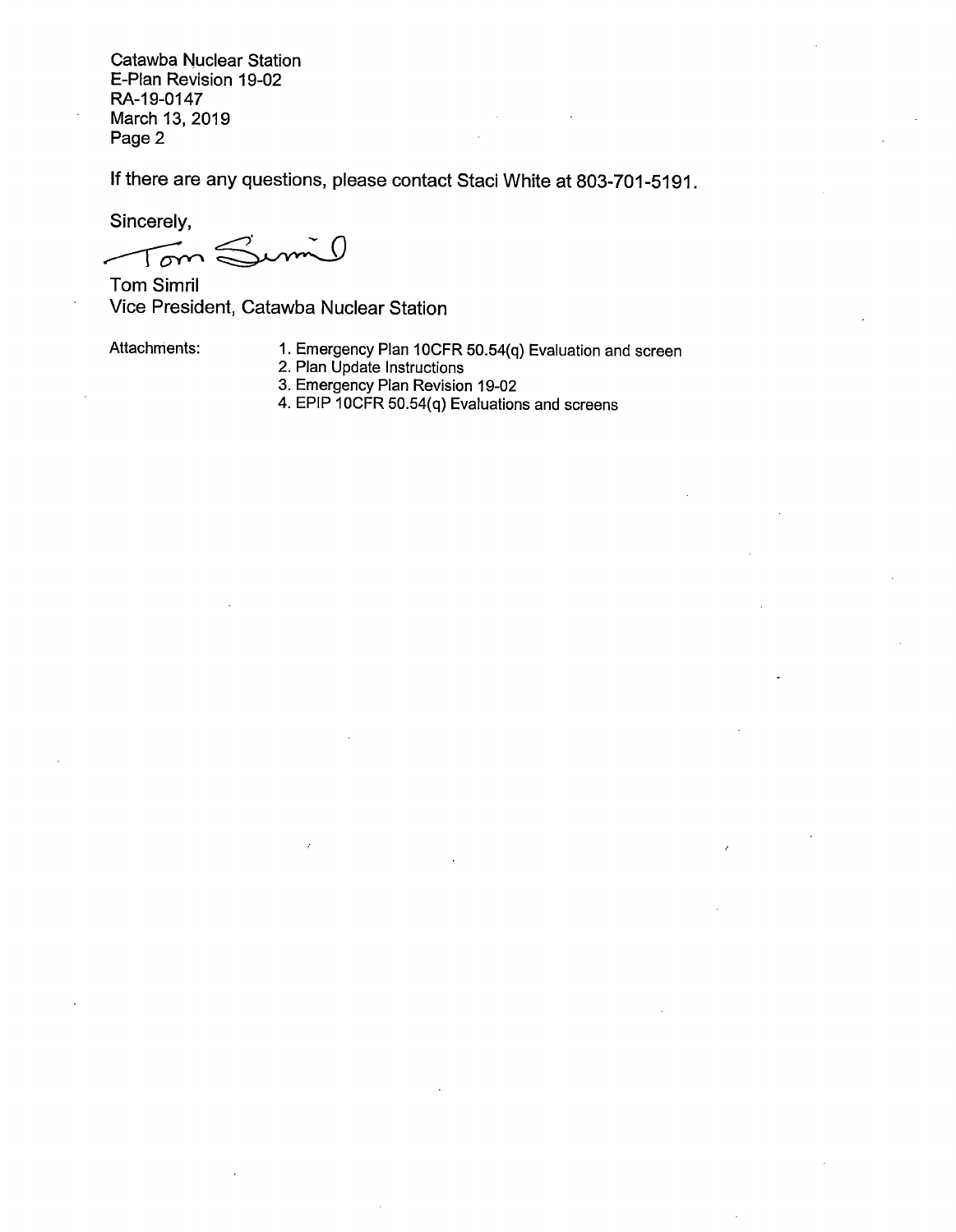Catawba Nuclear Station
E-Plan Revision 19-02
RA-19-0147
March 13, 2019
Page 2

If there are any questions, please contact Staci White at 803-701-5191.

Sincerely,

Tom Simril
Vice President, Catawba Nuclear Station

Attachments:

1. Emergency Plan 10CFR 50.54(q) Evaluation and screen
2. Plan Update Instructions
3. Emergency Plan Revision 19-02
4. EPIP 10CFR 50.54(q) Evaluations and screens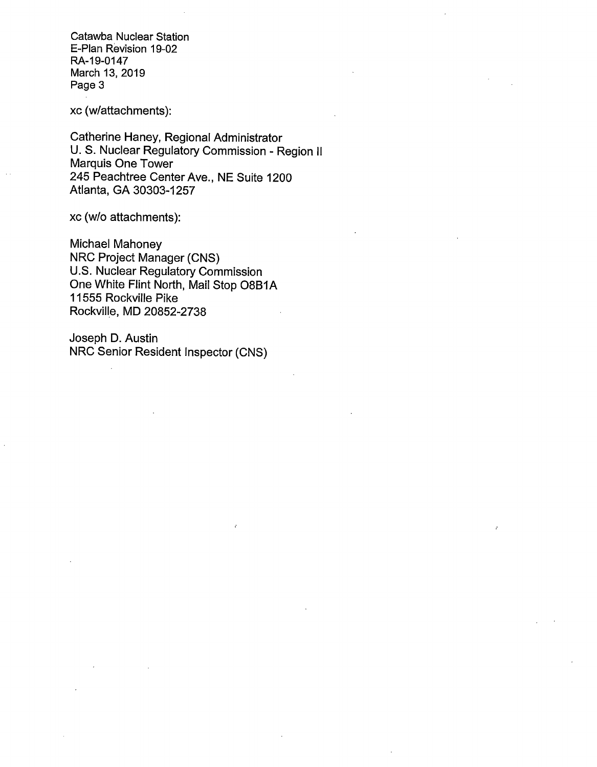xc (w/attachments):

Catherine Haney, Regional Administrator
U. S. Nuclear Regulatory Commission - Region II
Marquis One Tower
245 Peachtree Center Ave., NE Suite 1200
Atlanta, GA 30303-1257

xc (w/o attachments):

Michael Mahoney
NRC Project Manager (CNS)
U.S. Nuclear Regulatory Commission
One White Flint North, Mail Stop O8B1A
11555 Rockville Pike
Rockville, MD 20852-2738

Joseph D. Austin
NRC Senior Resident Inspector (CNS)